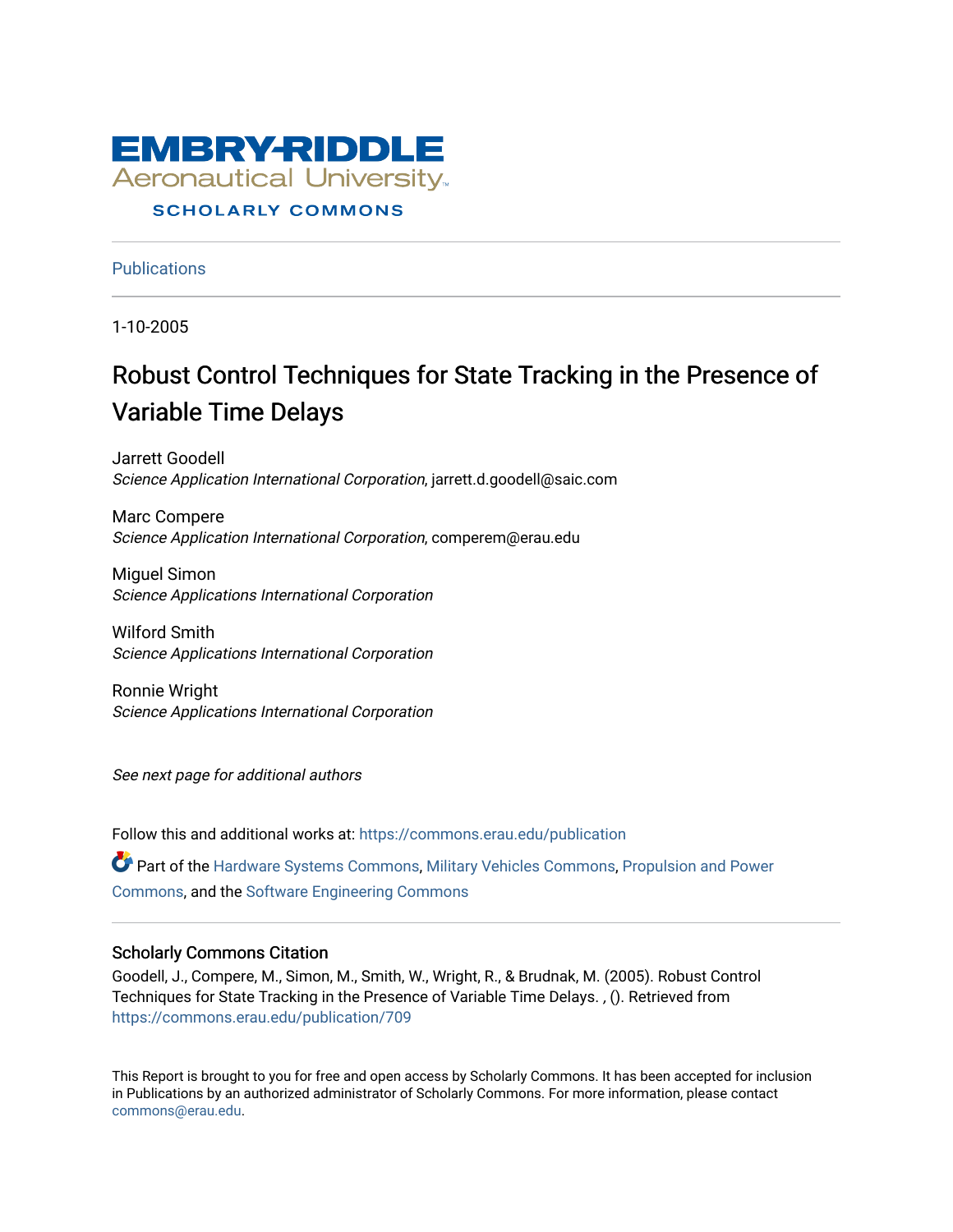EMBRY-RIDDLE
Aeronautical University
SCHOLARLY COMMONS

Publications

1-10-2005

# Robust Control Techniques for State Tracking in the Presence of Variable Time Delays

Jarrett Goodell
*Science Application International Corporation*, jarrett.d.goodell@saic.com

Marc Compere
*Science Application International Corporation*, comperem@erau.edu

Miguel Simon
*Science Applications International Corporation*

Wilford Smith
*Science Applications International Corporation*

Ronnie Wright
*Science Applications International Corporation*

*See next page for additional authors*

Follow this and additional works at: https://commons.erau.edu/publication

Part of the Hardware Systems Commons, Military Vehicles Commons, Propulsion and Power Commons, and the Software Engineering Commons

## Scholarly Commons Citation

Goodell, J., Compere, M., Simon, M., Smith, W., Wright, R., & Brudnak, M. (2005). Robust Control Techniques for State Tracking in the Presence of Variable Time Delays. , (). Retrieved from https://commons.erau.edu/publication/709

This Report is brought to you for free and open access by Scholarly Commons. It has been accepted for inclusion in Publications by an authorized administrator of Scholarly Commons. For more information, please contact commons@erau.edu.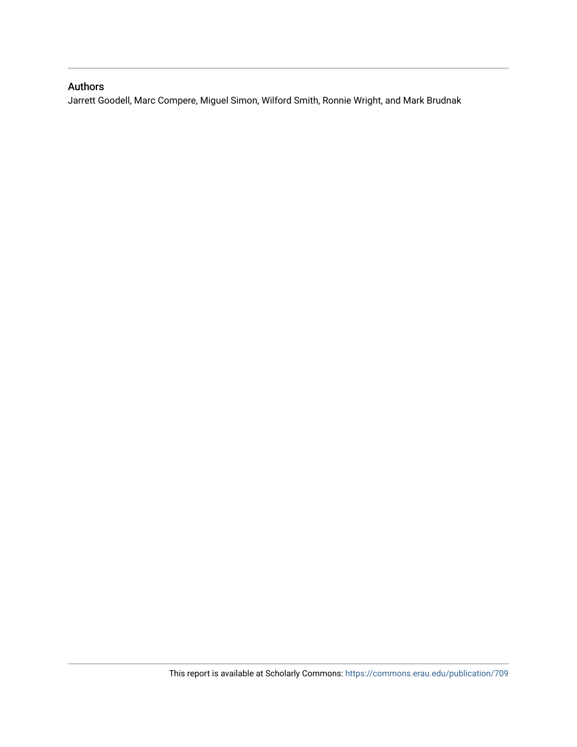## Authors

Jarrett Goodell, Marc Compere, Miguel Simon, Wilford Smith, Ronnie Wright, and Mark Brudnak

This report is available at Scholarly Commons: https://commons.erau.edu/publication/709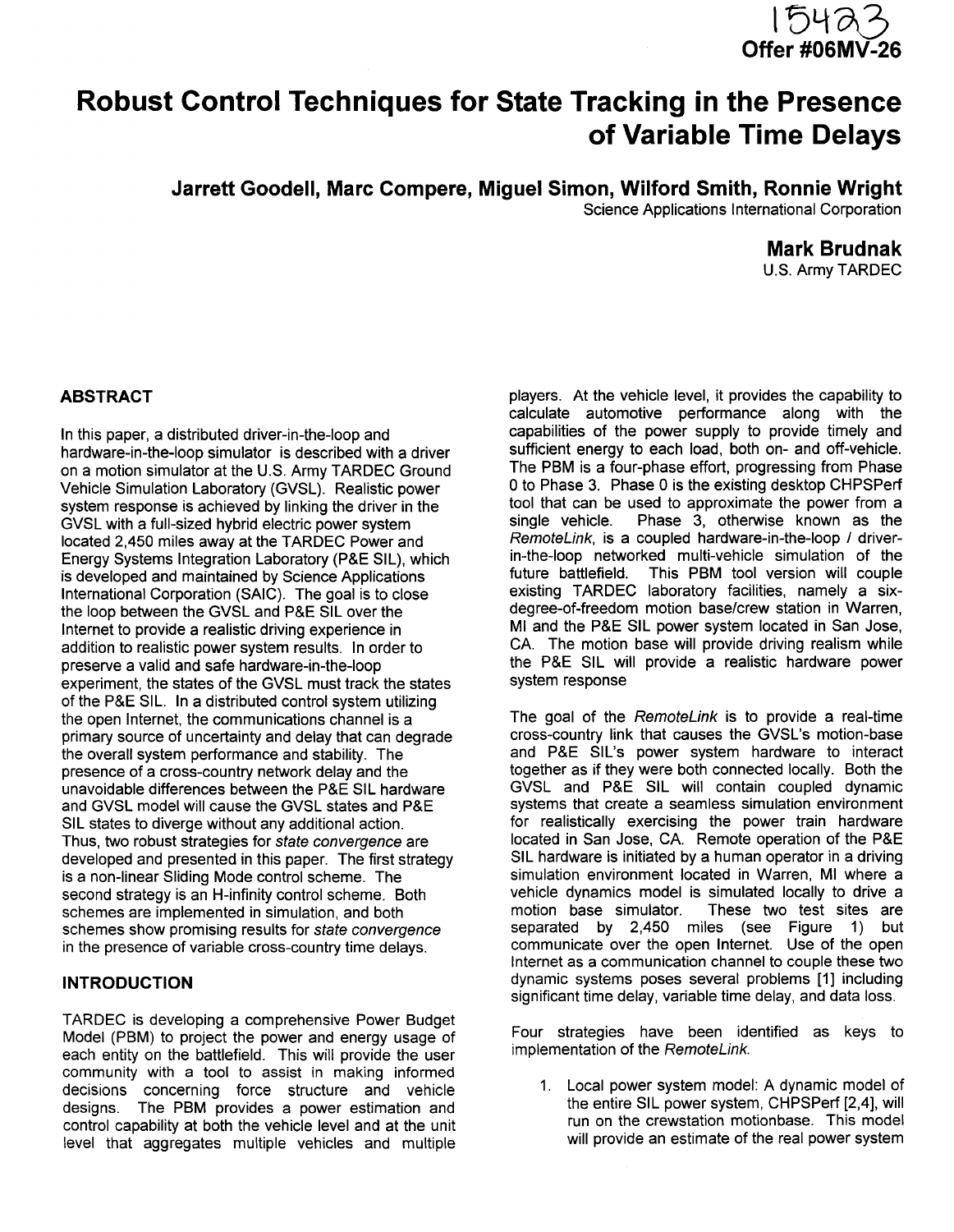15423
Offer #06MV-26

# Robust Control Techniques for State Tracking in the Presence of Variable Time Delays

**Jarrett Goodell, Marc Compere, Miguel Simon, Wilford Smith, Ronnie Wright**
Science Applications International Corporation

**Mark Brudnak**
U.S. Army TARDEC

## ABSTRACT

In this paper, a distributed driver-in-the-loop and hardware-in-the-loop simulator is described with a driver on a motion simulator at the U.S. Army TARDEC Ground Vehicle Simulation Laboratory (GVSL). Realistic power system response is achieved by linking the driver in the GVSL with a full-sized hybrid electric power system located 2,450 miles away at the TARDEC Power and Energy Systems Integration Laboratory (P&E SIL), which is developed and maintained by Science Applications International Corporation (SAIC). The goal is to close the loop between the GVSL and P&E SIL over the Internet to provide a realistic driving experience in addition to realistic power system results. In order to preserve a valid and safe hardware-in-the-loop experiment, the states of the GVSL must track the states of the P&E SIL. In a distributed control system utilizing the open Internet, the communications channel is a primary source of uncertainty and delay that can degrade the overall system performance and stability. The presence of a cross-country network delay and the unavoidable differences between the P&E SIL hardware and GVSL model will cause the GVSL states and P&E SIL states to diverge without any additional action. Thus, two robust strategies for *state convergence* are developed and presented in this paper. The first strategy is a non-linear Sliding Mode control scheme. The second strategy is an H-infinity control scheme. Both schemes are implemented in simulation, and both schemes show promising results for *state convergence* in the presence of variable cross-country time delays.

## INTRODUCTION

TARDEC is developing a comprehensive Power Budget Model (PBM) to project the power and energy usage of each entity on the battlefield. This will provide the user community with a tool to assist in making informed decisions concerning force structure and vehicle designs. The PBM provides a power estimation and control capability at both the vehicle level and at the unit level that aggregates multiple vehicles and multiple players. At the vehicle level, it provides the capability to calculate automotive performance along with the capabilities of the power supply to provide timely and sufficient energy to each load, both on- and off-vehicle. The PBM is a four-phase effort, progressing from Phase 0 to Phase 3. Phase 0 is the existing desktop CHPSPerf tool that can be used to approximate the power from a single vehicle. Phase 3, otherwise known as the *RemoteLink*, is a coupled hardware-in-the-loop / driver-in-the-loop networked multi-vehicle simulation of the future battlefield. This PBM tool version will couple existing TARDEC laboratory facilities, namely a six-degree-of-freedom motion base/crew station in Warren, MI and the P&E SIL power system located in San Jose, CA. The motion base will provide driving realism while the P&E SIL will provide a realistic hardware power system response

The goal of the *RemoteLink* is to provide a real-time cross-country link that causes the GVSL's motion-base and P&E SIL's power system hardware to interact together as if they were both connected locally. Both the GVSL and P&E SIL will contain coupled dynamic systems that create a seamless simulation environment for realistically exercising the power train hardware located in San Jose, CA. Remote operation of the P&E SIL hardware is initiated by a human operator in a driving simulation environment located in Warren, MI where a vehicle dynamics model is simulated locally to drive a motion base simulator. These two test sites are separated by 2,450 miles (see Figure 1) but communicate over the open Internet. Use of the open Internet as a communication channel to couple these two dynamic systems poses several problems [1] including significant time delay, variable time delay, and data loss.

Four strategies have been identified as keys to implementation of the *RemoteLink*.

1. Local power system model: A dynamic model of the entire SIL power system, CHPSPerf [2,4], will run on the crewstation motionbase. This model will provide an estimate of the real power system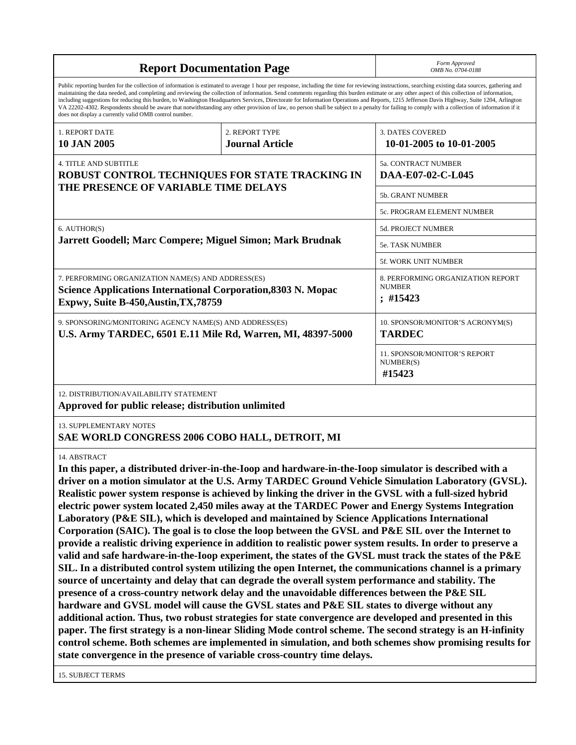# Report Documentation Page

*Form Approved*
*OMB No. 0704-0188*

Public reporting burden for the collection of information is estimated to average 1 hour per response, including the time for reviewing instructions, searching existing data sources, gathering and maintaining the data needed, and completing and reviewing the collection of information. Send comments regarding this burden estimate or any other aspect of this collection of information, including suggestions for reducing this burden, to Washington Headquarters Services, Directorate for Information Operations and Reports, 1215 Jefferson Davis Highway, Suite 1204, Arlington VA 22202-4302. Respondents should be aware that notwithstanding any other provision of law, no person shall be subject to a penalty for failing to comply with a collection of information if it does not display a currently valid OMB control number.

| 1. REPORT DATE | 2. REPORT TYPE | 3. DATES COVERED |
| --- | --- | --- |
| **10 JAN 2005** | **Journal Article** | **10-01-2005 to 10-01-2005** |

| 4. TITLE AND SUBTITLE | |
| --- | --- |
| **ROBUST CONTROL TECHNIQUES FOR STATE TRACKING IN THE PRESENCE OF VARIABLE TIME DELAYS** | 5a. CONTRACT NUMBER **DAA-E07-02-C-L045** |
| | 5b. GRANT NUMBER |
| | 5c. PROGRAM ELEMENT NUMBER |

| 6. AUTHOR(S) | |
| --- | --- |
| **Jarrett Goodell; Marc Compere; Miguel Simon; Mark Brudnak** | 5d. PROJECT NUMBER |
| | 5e. TASK NUMBER |
| | 5f. WORK UNIT NUMBER |

| 7. PERFORMING ORGANIZATION NAME(S) AND ADDRESS(ES) | 8. PERFORMING ORGANIZATION REPORT NUMBER |
| --- | --- |
| **Science Applications International Corporation,8303 N. Mopac Expwy, Suite B-450,Austin,TX,78759** | **; #15423** |

| 9. SPONSORING/MONITORING AGENCY NAME(S) AND ADDRESS(ES) | 10. SPONSOR/MONITOR'S ACRONYM(S) |
| --- | --- |
| **U.S. Army TARDEC, 6501 E.11 Mile Rd, Warren, MI, 48397-5000** | **TARDEC** |
| | 11. SPONSOR/MONITOR'S REPORT NUMBER(S) **#15423** |

12. DISTRIBUTION/AVAILABILITY STATEMENT

**Approved for public release; distribution unlimited**

13. SUPPLEMENTARY NOTES

**SAE WORLD CONGRESS 2006 COBO HALL, DETROIT, MI**

14. ABSTRACT

**In this paper, a distributed driver-in-the-Ioop and hardware-in-the-Ioop simulator is described with a driver on a motion simulator at the U.S. Army TARDEC Ground Vehicle Simulation Laboratory (GVSL). Realistic power system response is achieved by linking the driver in the GVSL with a full-sized hybrid electric power system located 2,450 miles away at the TARDEC Power and Energy Systems Integration Laboratory (P&E SIL), which is developed and maintained by Science Applications International Corporation (SAIC). The goal is to close the loop between the GVSL and P&E SIL over the Internet to provide a realistic driving experience in addition to realistic power system results. In order to preserve a valid and safe hardware-in-the-Ioop experiment, the states of the GVSL must track the states of the P&E SIL. In a distributed control system utilizing the open Internet, the communications channel is a primary source of uncertainty and delay that can degrade the overall system performance and stability. The presence of a cross-country network delay and the unavoidable differences between the P&E SIL hardware and GVSL model will cause the GVSL states and P&E SIL states to diverge without any additional action. Thus, two robust strategies for state convergence are developed and presented in this paper. The first strategy is a non-linear Sliding Mode control scheme. The second strategy is an H-infinity control scheme. Both schemes are implemented in simulation, and both schemes show promising results for state convergence in the presence of variable cross-country time delays.**

15. SUBJECT TERMS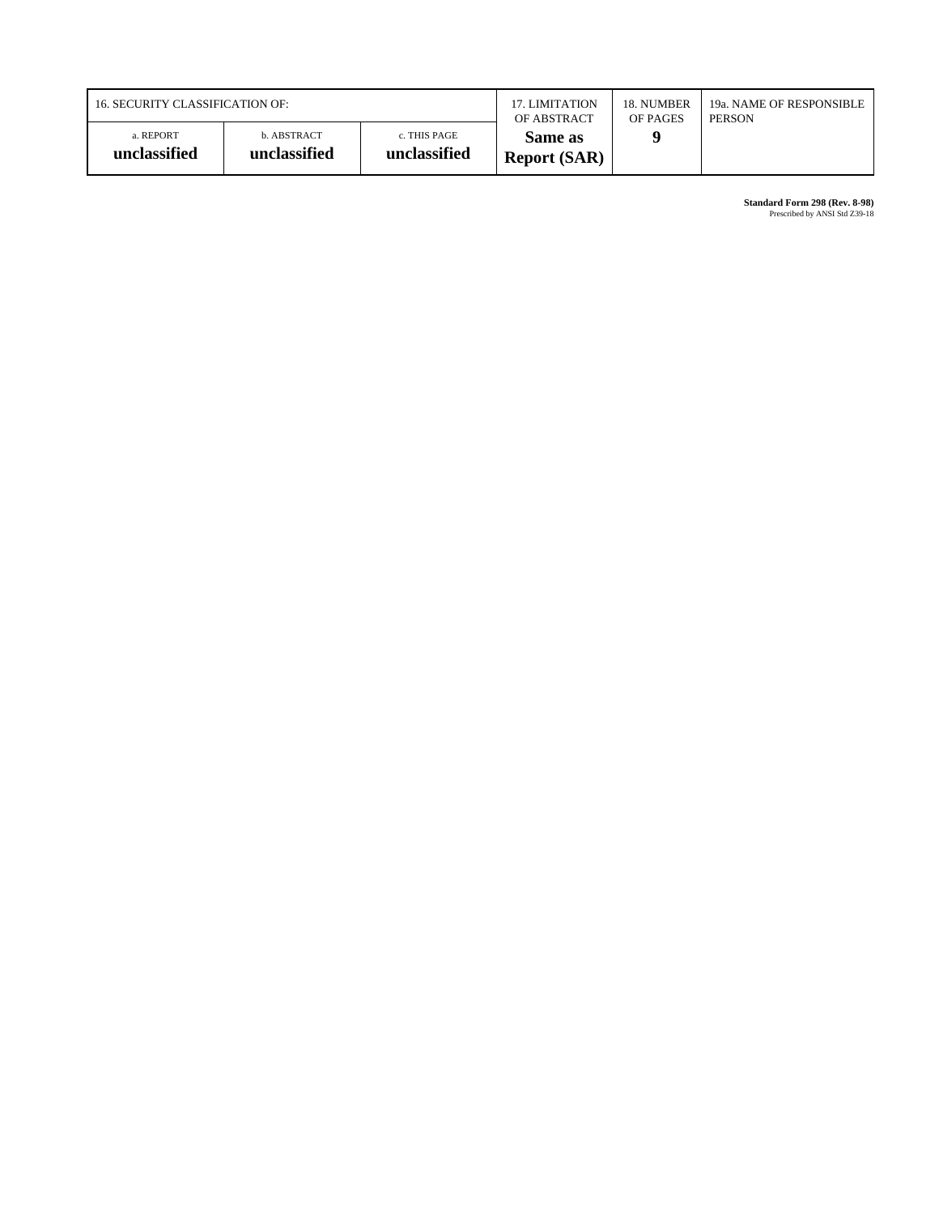| 16. SECURITY CLASSIFICATION OF: | | | 17. LIMITATION OF ABSTRACT | 18. NUMBER OF PAGES | 19a. NAME OF RESPONSIBLE PERSON |
|---|---|---|---|---|---|
| a. REPORT **unclassified** | b. ABSTRACT **unclassified** | c. THIS PAGE **unclassified** | **Same as Report (SAR)** | **9** | |

**Standard Form 298 (Rev. 8-98)**
Prescribed by ANSI Std Z39-18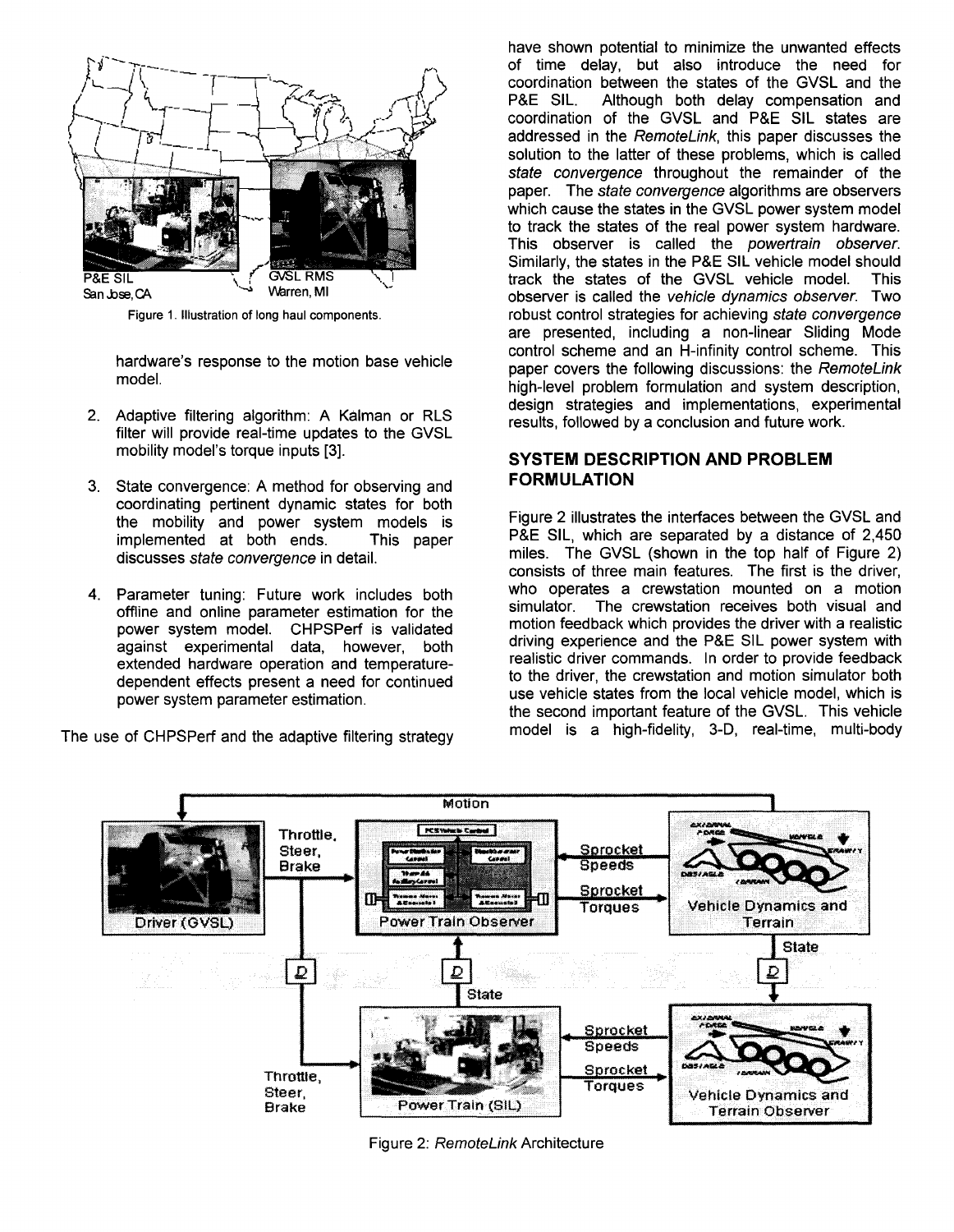Figure 1. Illustration of long haul components.

hardware's response to the motion base vehicle model.

2. Adaptive filtering algorithm: A Kalman or RLS filter will provide real-time updates to the GVSL mobility model's torque inputs [3].

3. State convergence: A method for observing and coordinating pertinent dynamic states for both the mobility and power system models is implemented at both ends. This paper discusses *state convergence* in detail.

4. Parameter tuning: Future work includes both offline and online parameter estimation for the power system model. CHPSPerf is validated against experimental data, however, both extended hardware operation and temperature-dependent effects present a need for continued power system parameter estimation.

The use of CHPSPerf and the adaptive filtering strategy have shown potential to minimize the unwanted effects of time delay, but also introduce the need for coordination between the states of the GVSL and the P&E SIL. Although both delay compensation and coordination of the GVSL and P&E SIL states are addressed in the *RemoteLink*, this paper discusses the solution to the latter of these problems, which is called *state convergence* throughout the remainder of the paper. The *state convergence* algorithms are observers which cause the states in the GVSL power system model to track the states of the real power system hardware. This observer is called the *powertrain observer*. Similarly, the states in the P&E SIL vehicle model should track the states of the GVSL vehicle model. This observer is called the *vehicle dynamics observer*. Two robust control strategies for achieving *state convergence* are presented, including a non-linear Sliding Mode control scheme and an H-infinity control scheme. This paper covers the following discussions: the *RemoteLink* high-level problem formulation and system description, design strategies and implementations, experimental results, followed by a conclusion and future work.

## SYSTEM DESCRIPTION AND PROBLEM FORMULATION

Figure 2 illustrates the interfaces between the GVSL and P&E SIL, which are separated by a distance of 2,450 miles. The GVSL (shown in the top half of Figure 2) consists of three main features. The first is the driver, who operates a crewstation mounted on a motion simulator. The crewstation receives both visual and motion feedback which provides the driver with a realistic driving experience and the P&E SIL power system with realistic driver commands. In order to provide feedback to the driver, the crewstation and motion simulator both use vehicle states from the local vehicle model, which is the second important feature of the GVSL. This vehicle model is a high-fidelity, 3-D, real-time, multi-body

Figure 2: *RemoteLink* Architecture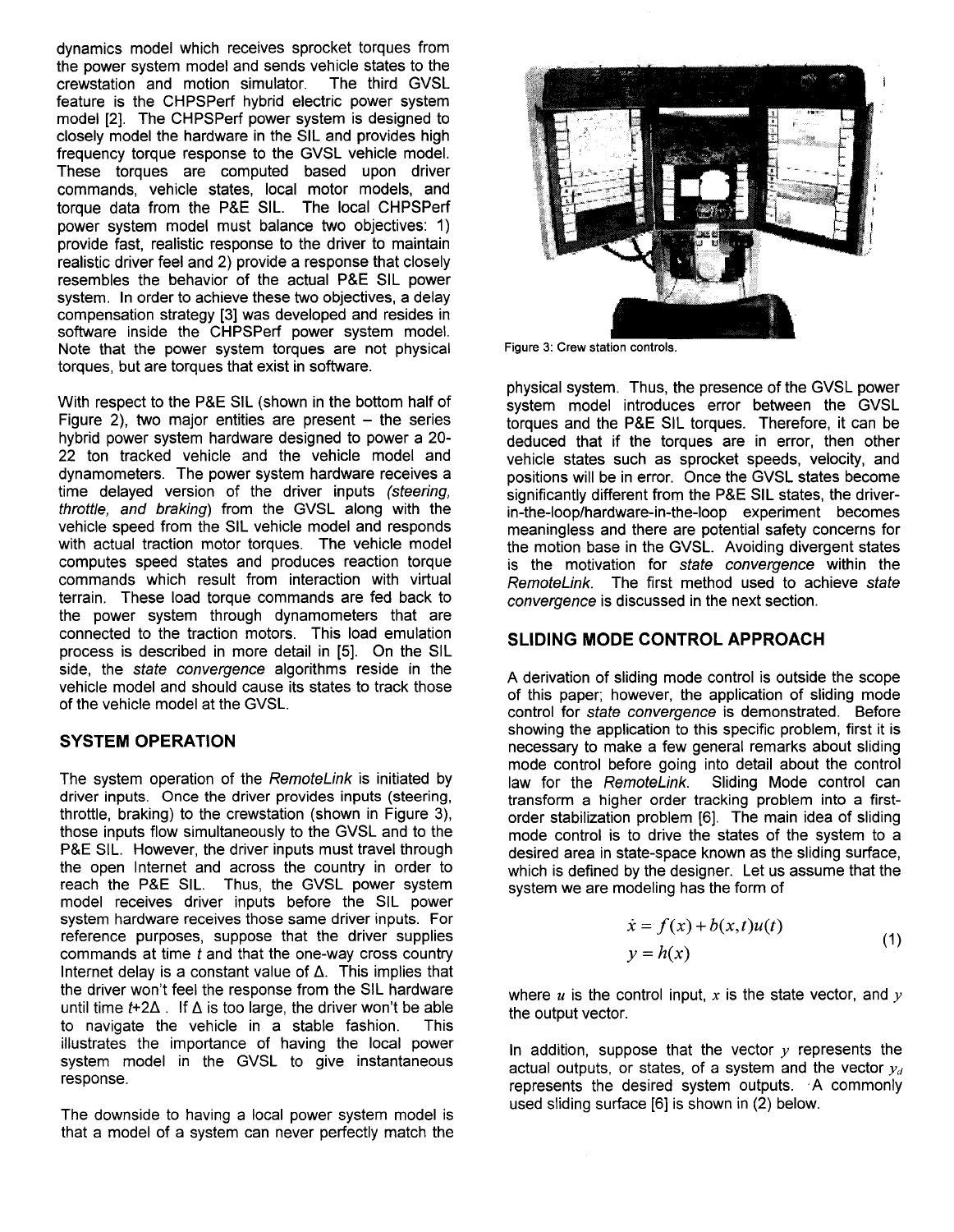dynamics model which receives sprocket torques from the power system model and sends vehicle states to the crewstation and motion simulator. The third GVSL feature is the CHPSPerf hybrid electric power system model [2]. The CHPSPerf power system is designed to closely model the hardware in the SIL and provides high frequency torque response to the GVSL vehicle model. These torques are computed based upon driver commands, vehicle states, local motor models, and torque data from the P&E SIL. The local CHPSPerf power system model must balance two objectives: 1) provide fast, realistic response to the driver to maintain realistic driver feel and 2) provide a response that closely resembles the behavior of the actual P&E SIL power system. In order to achieve these two objectives, a delay compensation strategy [3] was developed and resides in software inside the CHPSPerf power system model. Note that the power system torques are not physical torques, but are torques that exist in software.

With respect to the P&E SIL (shown in the bottom half of Figure 2), two major entities are present – the series hybrid power system hardware designed to power a 20-22 ton tracked vehicle and the vehicle model and dynamometers. The power system hardware receives a time delayed version of the driver inputs *(steering, throttle, and braking)* from the GVSL along with the vehicle speed from the SIL vehicle model and responds with actual traction motor torques. The vehicle model computes speed states and produces reaction torque commands which result from interaction with virtual terrain. These load torque commands are fed back to the power system through dynamometers that are connected to the traction motors. This load emulation process is described in more detail in [5]. On the SIL side, the *state convergence* algorithms reside in the vehicle model and should cause its states to track those of the vehicle model at the GVSL.

## SYSTEM OPERATION

The system operation of the *RemoteLink* is initiated by driver inputs. Once the driver provides inputs (steering, throttle, braking) to the crewstation (shown in Figure 3), those inputs flow simultaneously to the GVSL and to the P&E SIL. However, the driver inputs must travel through the open Internet and across the country in order to reach the P&E SIL. Thus, the GVSL power system model receives driver inputs before the SIL power system hardware receives those same driver inputs. For reference purposes, suppose that the driver supplies commands at time $t$ and that the one-way cross country Internet delay is a constant value of $\Delta$. This implies that the driver won't feel the response from the SIL hardware until time $t+2\Delta$. If $\Delta$ is too large, the driver won't be able to navigate the vehicle in a stable fashion. This illustrates the importance of having the local power system model in the GVSL to give instantaneous response.

The downside to having a local power system model is that a model of a system can never perfectly match the physical system. Thus, the presence of the GVSL power system model introduces error between the GVSL torques and the P&E SIL torques. Therefore, it can be deduced that if the torques are in error, then other vehicle states such as sprocket speeds, velocity, and positions will be in error. Once the GVSL states become significantly different from the P&E SIL states, the driver-in-the-loop/hardware-in-the-loop experiment becomes meaningless and there are potential safety concerns for the motion base in the GVSL. Avoiding divergent states is the motivation for *state convergence* within the *RemoteLink*. The first method used to achieve *state convergence* is discussed in the next section.

Figure 3: Crew station controls.

## SLIDING MODE CONTROL APPROACH

A derivation of sliding mode control is outside the scope of this paper; however, the application of sliding mode control for *state convergence* is demonstrated. Before showing the application to this specific problem, first it is necessary to make a few general remarks about sliding mode control before going into detail about the control law for the *RemoteLink*. Sliding Mode control can transform a higher order tracking problem into a first-order stabilization problem [6]. The main idea of sliding mode control is to drive the states of the system to a desired area in state-space known as the sliding surface, which is defined by the designer. Let us assume that the system we are modeling has the form of

$$
\begin{aligned}
\dot{x} &= f(x) + b(x,t)u(t) \\
y &= h(x)
\end{aligned}
\tag{1}
$$

where $u$ is the control input, $x$ is the state vector, and $y$ the output vector.

In addition, suppose that the vector $y$ represents the actual outputs, or states, of a system and the vector $y_d$ represents the desired system outputs. A commonly used sliding surface [6] is shown in (2) below.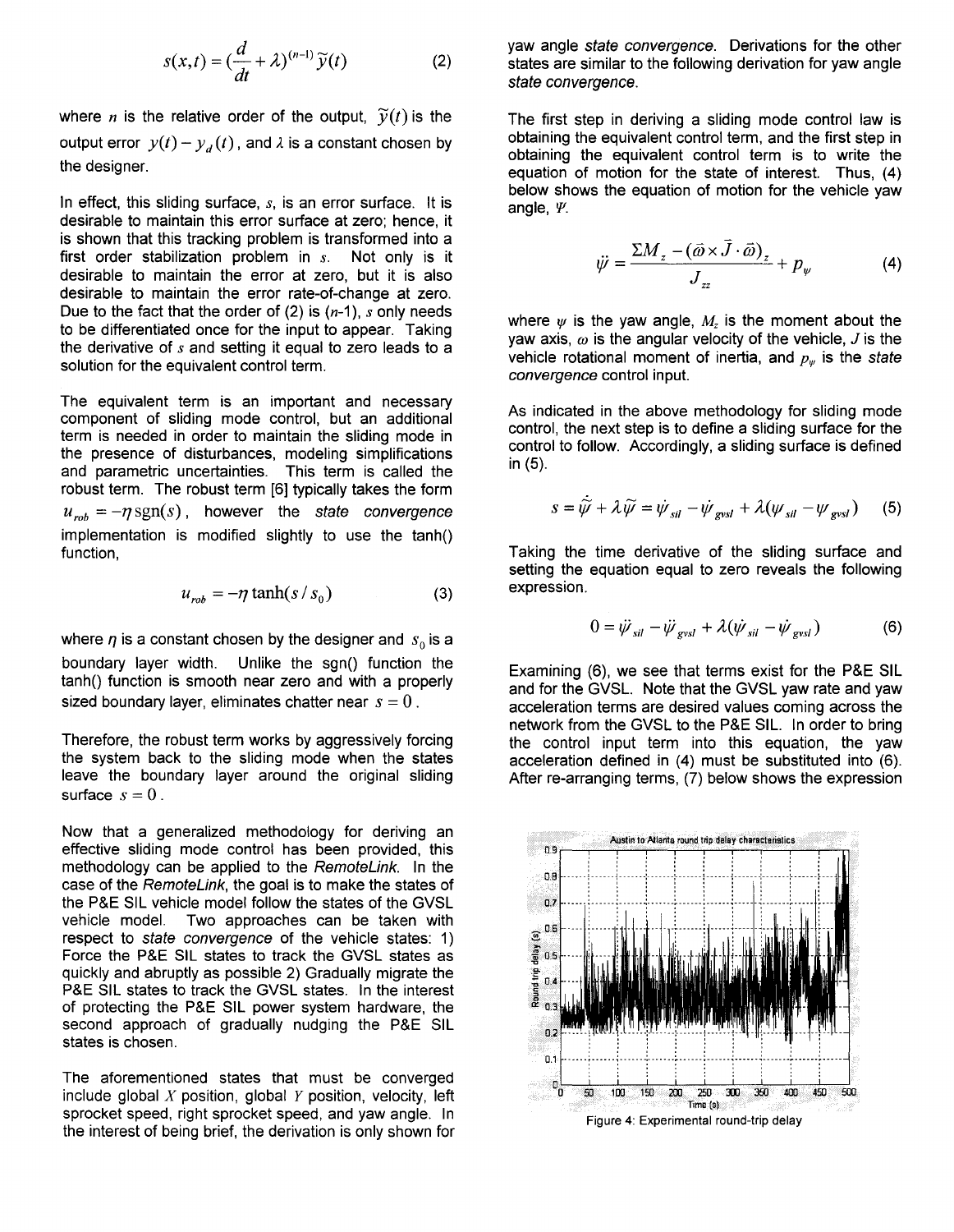$$s(x,t) = (\frac{d}{dt} + \lambda)^{(n-1)} \tilde{y}(t) \quad (2)$$

where $n$ is the relative order of the output, $\tilde{y}(t)$ is the output error $y(t) - y_d(t)$, and $\lambda$ is a constant chosen by the designer.

In effect, this sliding surface, $s$, is an error surface. It is desirable to maintain this error surface at zero; hence, it is shown that this tracking problem is transformed into a first order stabilization problem in $s$. Not only is it desirable to maintain the error at zero, but it is also desirable to maintain the error rate-of-change at zero. Due to the fact that the order of (2) is ($n$-1), $s$ only needs to be differentiated once for the input to appear. Taking the derivative of $s$ and setting it equal to zero leads to a solution for the equivalent control term.

The equivalent term is an important and necessary component of sliding mode control, but an additional term is needed in order to maintain the sliding mode in the presence of disturbances, modeling simplifications and parametric uncertainties. This term is called the robust term. The robust term [6] typically takes the form $u_{rob} = -\eta \,\mathrm{sgn}(s)$, however the *state convergence* implementation is modified slightly to use the tanh() function,

$$u_{rob} = -\eta \tanh(s / s_0) \quad (3)$$

where $\eta$ is a constant chosen by the designer and $s_0$ is a boundary layer width. Unlike the sgn() function the tanh() function is smooth near zero and with a properly sized boundary layer, eliminates chatter near $s = 0$.

Therefore, the robust term works by aggressively forcing the system back to the sliding mode when the states leave the boundary layer around the original sliding surface $s = 0$.

Now that a generalized methodology for deriving an effective sliding mode control has been provided, this methodology can be applied to the *RemoteLink*. In the case of the *RemoteLink*, the goal is to make the states of the P&E SIL vehicle model follow the states of the GVSL vehicle model. Two approaches can be taken with respect to *state convergence* of the vehicle states: 1) Force the P&E SIL states to track the GVSL states as quickly and abruptly as possible 2) Gradually migrate the P&E SIL states to track the GVSL states. In the interest of protecting the P&E SIL power system hardware, the second approach of gradually nudging the P&E SIL states is chosen.

The aforementioned states that must be converged include global $X$ position, global $Y$ position, velocity, left sprocket speed, right sprocket speed, and yaw angle. In the interest of being brief, the derivation is only shown for yaw angle *state convergence*. Derivations for the other states are similar to the following derivation for yaw angle *state convergence*.

The first step in deriving a sliding mode control law is obtaining the equivalent control term, and the first step in obtaining the equivalent control term is to write the equation of motion for the state of interest. Thus, (4) below shows the equation of motion for the vehicle yaw angle, $\Psi$.

$$\ddot{\psi} = \frac{\Sigma M_z - (\vec{\omega} \times \bar{J} \cdot \vec{\omega})_z}{J_{zz}} + p_\psi \quad (4)$$

where $\psi$ is the yaw angle, $M_z$ is the moment about the yaw axis, $\omega$ is the angular velocity of the vehicle, $J$ is the vehicle rotational moment of inertia, and $p_\psi$ is the *state convergence* control input.

As indicated in the above methodology for sliding mode control, the next step is to define a sliding surface for the control to follow. Accordingly, a sliding surface is defined in (5).

$$s = \dot{\tilde{\psi}} + \lambda \tilde{\psi} = \dot{\psi}_{sil} - \dot{\psi}_{gvsl} + \lambda(\psi_{sil} - \psi_{gvsl}) \quad (5)$$

Taking the time derivative of the sliding surface and setting the equation equal to zero reveals the following expression.

$$0 = \ddot{\psi}_{sil} - \ddot{\psi}_{gvsl} + \lambda(\dot{\psi}_{sil} - \dot{\psi}_{gvsl}) \quad (6)$$

Examining (6), we see that terms exist for the P&E SIL and for the GVSL. Note that the GVSL yaw rate and yaw acceleration terms are desired values coming across the network from the GVSL to the P&E SIL. In order to bring the control input term into this equation, the yaw acceleration defined in (4) must be substituted into (6). After re-arranging terms, (7) below shows the expression

Figure 4: Experimental round-trip delay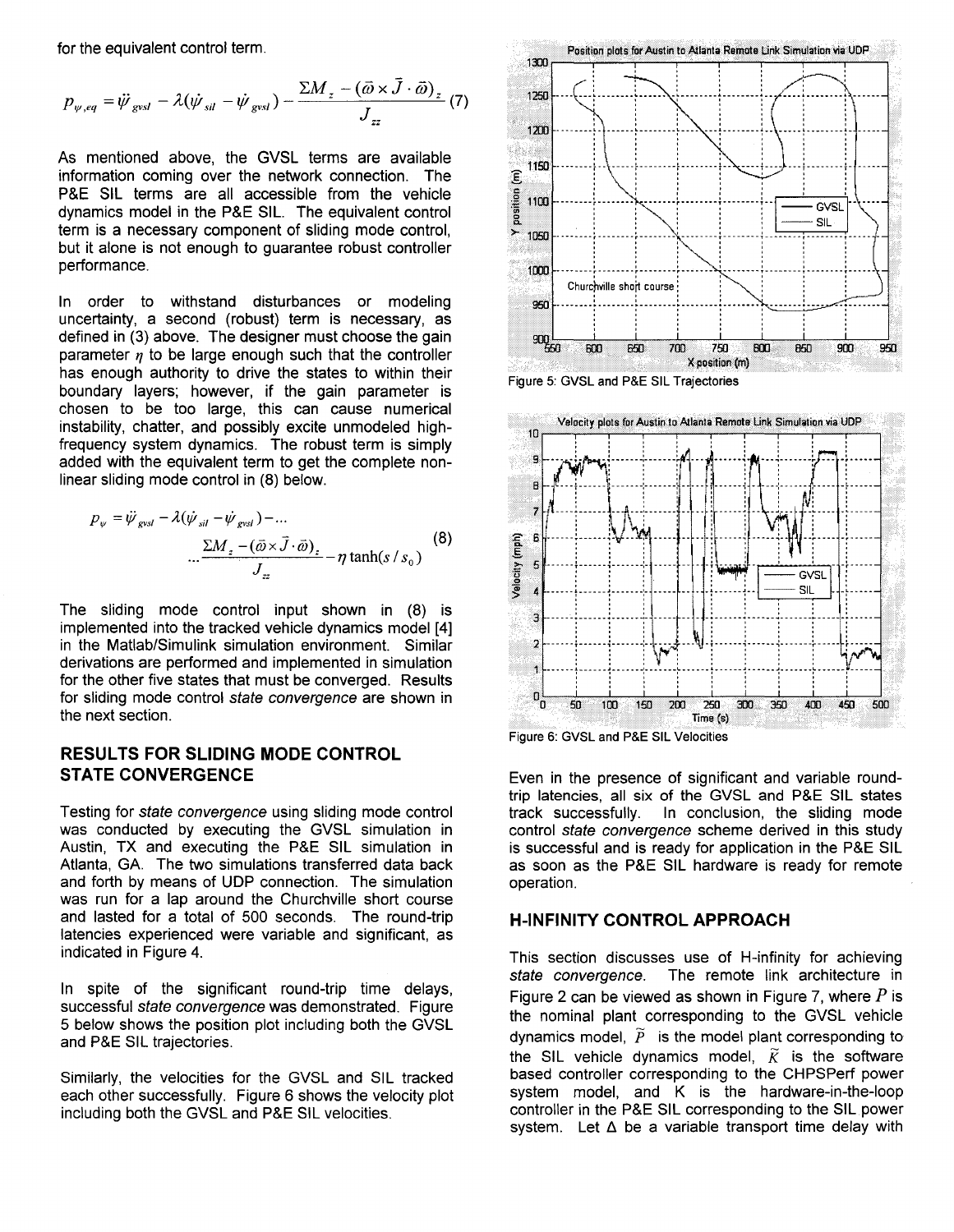for the equivalent control term.

$$P_{\psi,eq} = \ddot{\psi}_{gvsl} - \lambda(\dot{\psi}_{sil} - \dot{\psi}_{gvsl}) - \frac{\Sigma M_z - (\vec{\omega} \times \bar{J} \cdot \vec{\omega})_z}{J_{zz}} \quad (7)$$

As mentioned above, the GVSL terms are available information coming over the network connection. The P&E SIL terms are all accessible from the vehicle dynamics model in the P&E SIL. The equivalent control term is a necessary component of sliding mode control, but it alone is not enough to guarantee robust controller performance.

In order to withstand disturbances or modeling uncertainty, a second (robust) term is necessary, as defined in (3) above. The designer must choose the gain parameter $\eta$ to be large enough such that the controller has enough authority to drive the states to within their boundary layers; however, if the gain parameter is chosen to be too large, this can cause numerical instability, chatter, and possibly excite unmodeled high-frequency system dynamics. The robust term is simply added with the equivalent term to get the complete non-linear sliding mode control in (8) below.

$$P_{\psi} = \ddot{\psi}_{gvsl} - \lambda(\dot{\psi}_{sil} - \dot{\psi}_{gvsl}) - \ldots$$
$$\ldots \frac{\Sigma M_z - (\vec{\omega} \times \bar{J} \cdot \vec{\omega})_z}{J_{zz}} - \eta \tanh(s / s_0) \quad (8)$$

The sliding mode control input shown in (8) is implemented into the tracked vehicle dynamics model [4] in the Matlab/Simulink simulation environment. Similar derivations are performed and implemented in simulation for the other five states that must be converged. Results for sliding mode control *state convergence* are shown in the next section.

## RESULTS FOR SLIDING MODE CONTROL STATE CONVERGENCE

Testing for *state convergence* using sliding mode control was conducted by executing the GVSL simulation in Austin, TX and executing the P&E SIL simulation in Atlanta, GA. The two simulations transferred data back and forth by means of UDP connection. The simulation was run for a lap around the Churchville short course and lasted for a total of 500 seconds. The round-trip latencies experienced were variable and significant, as indicated in Figure 4.

In spite of the significant round-trip time delays, successful *state convergence* was demonstrated. Figure 5 below shows the position plot including both the GVSL and P&E SIL trajectories.

Similarly, the velocities for the GVSL and SIL tracked each other successfully. Figure 6 shows the velocity plot including both the GVSL and P&E SIL velocities.

Figure 5: GVSL and P&E SIL Trajectories

Figure 6: GVSL and P&E SIL Velocities

Even in the presence of significant and variable round-trip latencies, all six of the GVSL and P&E SIL states track successfully. In conclusion, the sliding mode control *state convergence* scheme derived in this study is successful and is ready for application in the P&E SIL as soon as the P&E SIL hardware is ready for remote operation.

## H-INFINITY CONTROL APPROACH

This section discusses use of H-infinity for achieving *state convergence*. The remote link architecture in Figure 2 can be viewed as shown in Figure 7, where $P$ is the nominal plant corresponding to the GVSL vehicle dynamics model, $\tilde{P}$ is the model plant corresponding to the SIL vehicle dynamics model, $\tilde{K}$ is the software based controller corresponding to the CHPSPerf power system model, and K is the hardware-in-the-loop controller in the P&E SIL corresponding to the SIL power system. Let $\Delta$ be a variable transport time delay with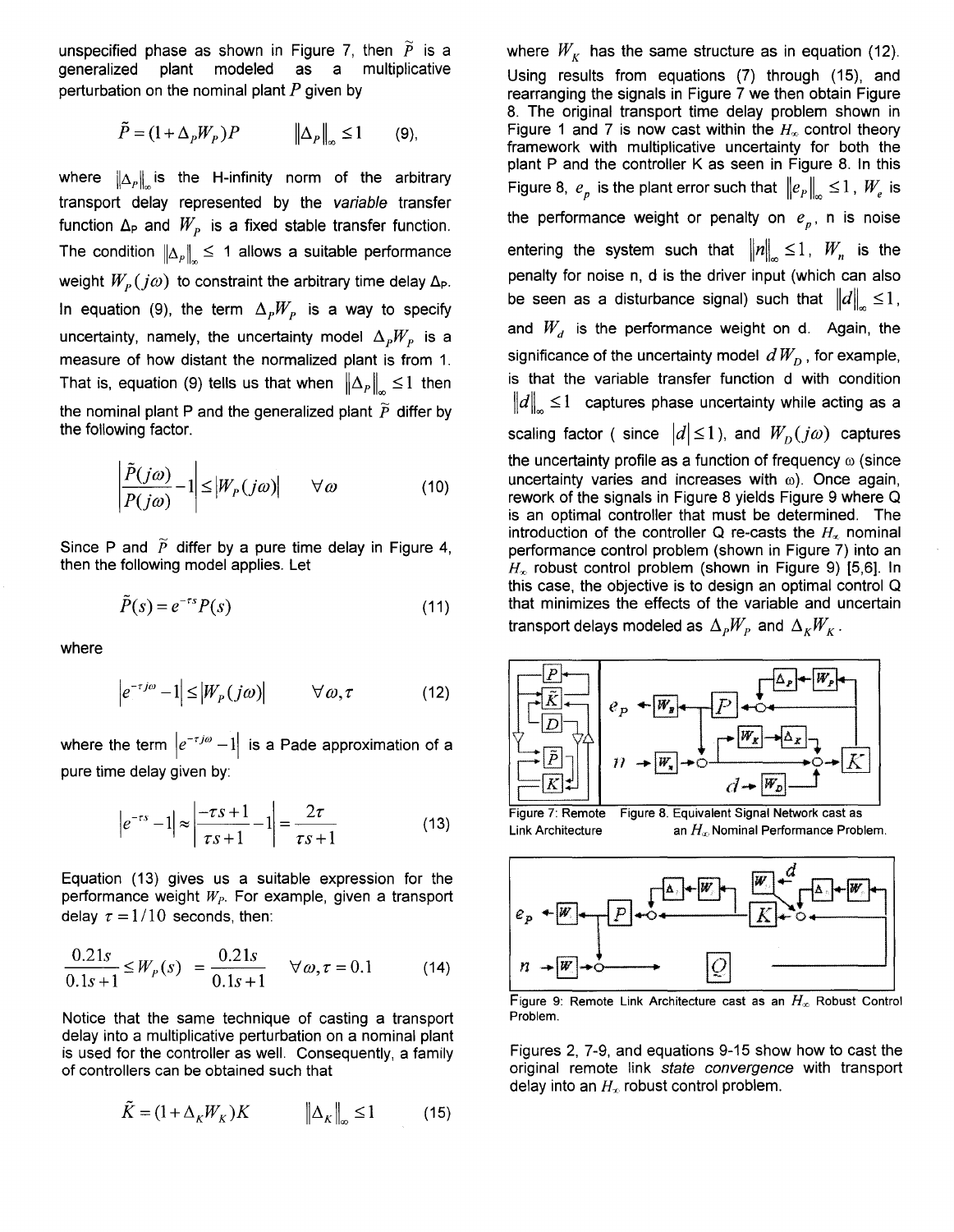unspecified phase as shown in Figure 7, then $\tilde{P}$ is a generalized plant modeled as a multiplicative perturbation on the nominal plant $P$ given by

$$\tilde{P} = (1 + \Delta_P W_P)P \qquad \|\Delta_P\|_\infty \leq 1 \qquad (9),$$

where $\|\Delta_P\|_\infty$ is the H-infinity norm of the arbitrary transport delay represented by the *variable* transfer function $\Delta_P$ and $W_P$ is a fixed stable transfer function. The condition $\|\Delta_P\|_\infty \leq 1$ allows a suitable performance weight $W_P(j\omega)$ to constraint the arbitrary time delay $\Delta_P$. In equation (9), the term $\Delta_P W_P$ is a way to specify uncertainty, namely, the uncertainty model $\Delta_P W_P$ is a measure of how distant the normalized plant is from 1. That is, equation (9) tells us that when $\|\Delta_P\|_\infty \leq 1$ then the nominal plant P and the generalized plant $\tilde{P}$ differ by the following factor.

$$\left| \frac{\tilde{P}(j\omega)}{P(j\omega)} - 1 \right| \leq |W_P(j\omega)| \qquad \forall \omega \qquad (10)$$

Since P and $\tilde{P}$ differ by a pure time delay in Figure 4, then the following model applies. Let

$$\tilde{P}(s) = e^{-\tau s} P(s) \qquad (11)$$

where

$$\left| e^{-\tau j\omega} - 1 \right| \leq |W_P(j\omega)| \qquad \forall \omega, \tau \qquad (12)$$

where the term $\left| e^{-\tau j\omega} - 1 \right|$ is a Pade approximation of a pure time delay given by:

$$\left| e^{-\tau s} - 1 \right| \approx \left| \frac{-\tau s + 1}{\tau s + 1} - 1 \right| = \frac{2\tau}{\tau s + 1} \qquad (13)$$

Equation (13) gives us a suitable expression for the performance weight $W_P$. For example, given a transport delay $\tau = 1/10$ seconds, then:

$$\frac{0.21s}{0.1s + 1} \leq W_P(s) = \frac{0.21s}{0.1s + 1} \qquad \forall \omega, \tau = 0.1 \qquad (14)$$

Notice that the same technique of casting a transport delay into a multiplicative perturbation on a nominal plant is used for the controller as well. Consequently, a family of controllers can be obtained such that

$$\tilde{K} = (1 + \Delta_K W_K)K \qquad \|\Delta_K\|_\infty \leq 1 \qquad (15)$$

where $W_K$ has the same structure as in equation (12). Using results from equations (7) through (15), and rearranging the signals in Figure 7 we then obtain Figure 8. The original transport time delay problem shown in Figure 1 and 7 is now cast within the $H_\infty$ control theory framework with multiplicative uncertainty for both the plant P and the controller K as seen in Figure 8. In this Figure 8, $e_p$ is the plant error such that $\|e_P\|_\infty \leq 1$, $W_e$ is the performance weight or penalty on $e_p$, n is noise entering the system such that $\|n\|_\infty \leq 1$, $W_n$ is the penalty for noise n, d is the driver input (which can also be seen as a disturbance signal) such that $\|d\|_\infty \leq 1$, and $W_d$ is the performance weight on d. Again, the significance of the uncertainty model $dW_D$, for example, is that the variable transfer function d with condition $\|d\|_\infty \leq 1$ captures phase uncertainty while acting as a scaling factor ( since $|d| \leq 1$), and $W_D(j\omega)$ captures the uncertainty profile as a function of frequency ω (since uncertainty varies and increases with ω). Once again, rework of the signals in Figure 8 yields Figure 9 where Q is an optimal controller that must be determined. The introduction of the controller Q re-casts the $H_\infty$ nominal performance control problem (shown in Figure 7) into an $H_\infty$ robust control problem (shown in Figure 9) [5,6]. In this case, the objective is to design an optimal control Q that minimizes the effects of the variable and uncertain transport delays modeled as $\Delta_P W_P$ and $\Delta_K W_K$.

Figure 7: Remote Link Architecture

Figure 8. Equivalent Signal Network cast as an $H_\infty$ Nominal Performance Problem.

Figure 9: Remote Link Architecture cast as an $H_\infty$ Robust Control Problem.

Figures 2, 7-9, and equations 9-15 show how to cast the original remote link *state convergence* with transport delay into an $H_\infty$ robust control problem.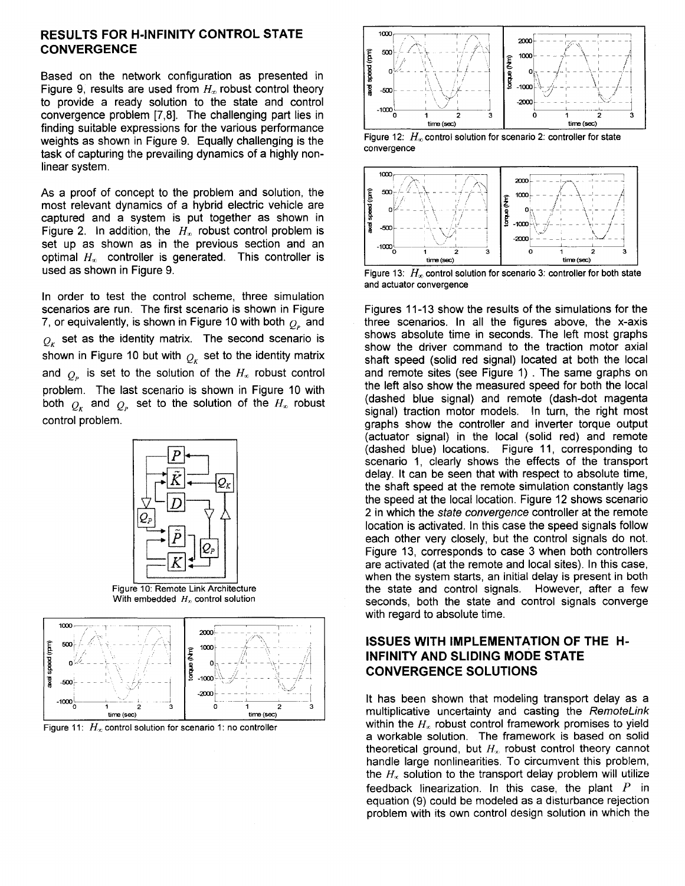## RESULTS FOR H-INFINITY CONTROL STATE CONVERGENCE

Based on the network configuration as presented in Figure 9, results are used from $H_\infty$ robust control theory to provide a ready solution to the state and control convergence problem [7,8]. The challenging part lies in finding suitable expressions for the various performance weights as shown in Figure 9. Equally challenging is the task of capturing the prevailing dynamics of a highly non-linear system.

As a proof of concept to the problem and solution, the most relevant dynamics of a hybrid electric vehicle are captured and a system is put together as shown in Figure 2. In addition, the $H_\infty$ robust control problem is set up as shown as in the previous section and an optimal $H_\infty$ controller is generated. This controller is used as shown in Figure 9.

In order to test the control scheme, three simulation scenarios are run. The first scenario is shown in Figure 7, or equivalently, is shown in Figure 10 with both $Q_P$ and $Q_K$ set as the identity matrix. The second scenario is shown in Figure 10 but with $Q_K$ set to the identity matrix and $Q_P$ is set to the solution of the $H_\infty$ robust control problem. The last scenario is shown in Figure 10 with both $Q_K$ and $Q_P$ set to the solution of the $H_\infty$ robust control problem.

Figure 10: Remote Link Architecture With embedded $H_\infty$ control solution

Figure 11: $H_\infty$ control solution for scenario 1: no controller

Figure 12: $H_\infty$ control solution for scenario 2: controller for state convergence

Figure 13: $H_\infty$ control solution for scenario 3: controller for both state and actuator convergence

Figures 11-13 show the results of the simulations for the three scenarios. In all the figures above, the x-axis shows absolute time in seconds. The left most graphs show the driver command to the traction motor axial shaft speed (solid red signal) located at both the local and remote sites (see Figure 1) . The same graphs on the left also show the measured speed for both the local (dashed blue signal) and remote (dash-dot magenta signal) traction motor models. In turn, the right most graphs show the controller and inverter torque output (actuator signal) in the local (solid red) and remote (dashed blue) locations. Figure 11, corresponding to scenario 1, clearly shows the effects of the transport delay. It can be seen that with respect to absolute time, the shaft speed at the remote simulation constantly lags the speed at the local location. Figure 12 shows scenario 2 in which the *state convergence* controller at the remote location is activated. In this case the speed signals follow each other very closely, but the control signals do not. Figure 13, corresponds to case 3 when both controllers are activated (at the remote and local sites). In this case, when the system starts, an initial delay is present in both the state and control signals. However, after a few seconds, both the state and control signals converge with regard to absolute time.

## ISSUES WITH IMPLEMENTATION OF THE H-INFINITY AND SLIDING MODE STATE CONVERGENCE SOLUTIONS

It has been shown that modeling transport delay as a multiplicative uncertainty and casting the *RemoteLink* within the $H_\infty$ robust control framework promises to yield a workable solution. The framework is based on solid theoretical ground, but $H_\infty$ robust control theory cannot handle large nonlinearities. To circumvent this problem, the $H_\infty$ solution to the transport delay problem will utilize feedback linearization. In this case, the plant $P$ in equation (9) could be modeled as a disturbance rejection problem with its own control design solution in which the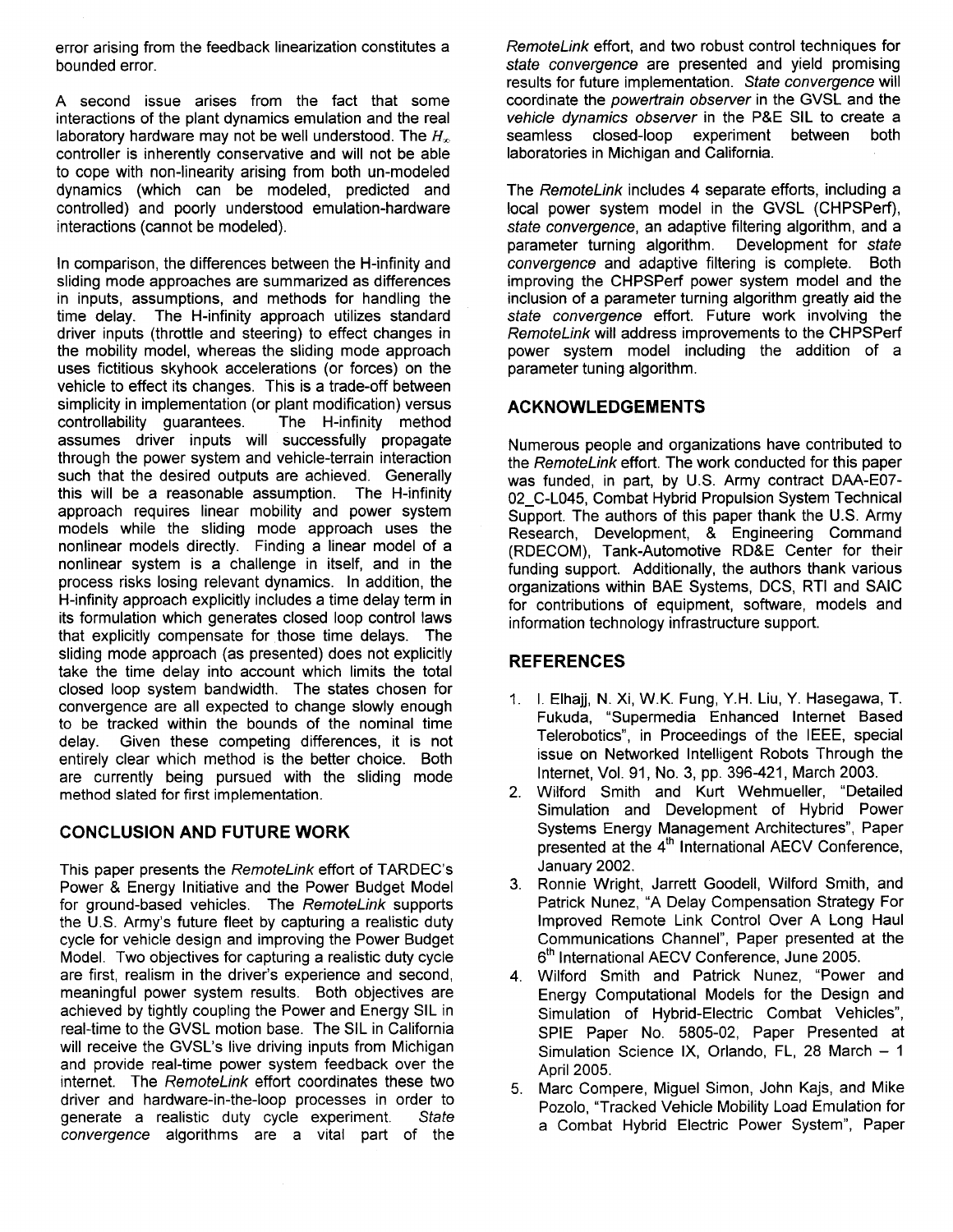error arising from the feedback linearization constitutes a bounded error.

A second issue arises from the fact that some interactions of the plant dynamics emulation and the real laboratory hardware may not be well understood. The $H_\infty$ controller is inherently conservative and will not be able to cope with non-linearity arising from both un-modeled dynamics (which can be modeled, predicted and controlled) and poorly understood emulation-hardware interactions (cannot be modeled).

In comparison, the differences between the H-infinity and sliding mode approaches are summarized as differences in inputs, assumptions, and methods for handling the time delay. The H-infinity approach utilizes standard driver inputs (throttle and steering) to effect changes in the mobility model, whereas the sliding mode approach uses fictitious skyhook accelerations (or forces) on the vehicle to effect its changes. This is a trade-off between simplicity in implementation (or plant modification) versus controllability guarantees. The H-infinity method assumes driver inputs will successfully propagate through the power system and vehicle-terrain interaction such that the desired outputs are achieved. Generally this will be a reasonable assumption. The H-infinity approach requires linear mobility and power system models while the sliding mode approach uses the nonlinear models directly. Finding a linear model of a nonlinear system is a challenge in itself, and in the process risks losing relevant dynamics. In addition, the H-infinity approach explicitly includes a time delay term in its formulation which generates closed loop control laws that explicitly compensate for those time delays. The sliding mode approach (as presented) does not explicitly take the time delay into account which limits the total closed loop system bandwidth. The states chosen for convergence are all expected to change slowly enough to be tracked within the bounds of the nominal time delay. Given these competing differences, it is not entirely clear which method is the better choice. Both are currently being pursued with the sliding mode method slated for first implementation.

## CONCLUSION AND FUTURE WORK

This paper presents the *RemoteLink* effort of TARDEC's Power & Energy Initiative and the Power Budget Model for ground-based vehicles. The *RemoteLink* supports the U.S. Army's future fleet by capturing a realistic duty cycle for vehicle design and improving the Power Budget Model. Two objectives for capturing a realistic duty cycle are first, realism in the driver's experience and second, meaningful power system results. Both objectives are achieved by tightly coupling the Power and Energy SIL in real-time to the GVSL motion base. The SIL in California will receive the GVSL's live driving inputs from Michigan and provide real-time power system feedback over the internet. The *RemoteLink* effort coordinates these two driver and hardware-in-the-loop processes in order to generate a realistic duty cycle experiment. *State convergence* algorithms are a vital part of the *RemoteLink* effort, and two robust control techniques for *state convergence* are presented and yield promising results for future implementation. *State convergence* will coordinate the *powertrain observer* in the GVSL and the *vehicle dynamics observer* in the P&E SIL to create a seamless closed-loop experiment between both laboratories in Michigan and California.

The *RemoteLink* includes 4 separate efforts, including a local power system model in the GVSL (CHPSPerf), *state convergence*, an adaptive filtering algorithm, and a parameter turning algorithm. Development for *state convergence* and adaptive filtering is complete. Both improving the CHPSPerf power system model and the inclusion of a parameter turning algorithm greatly aid the *state convergence* effort. Future work involving the *RemoteLink* will address improvements to the CHPSPerf power system model including the addition of a parameter tuning algorithm.

## ACKNOWLEDGEMENTS

Numerous people and organizations have contributed to the *RemoteLink* effort. The work conducted for this paper was funded, in part, by U.S. Army contract DAA-E07-02_C-L045, Combat Hybrid Propulsion System Technical Support. The authors of this paper thank the U.S. Army Research, Development, & Engineering Command (RDECOM), Tank-Automotive RD&E Center for their funding support. Additionally, the authors thank various organizations within BAE Systems, DCS, RTI and SAIC for contributions of equipment, software, models and information technology infrastructure support.

## REFERENCES

1. I. Elhajj, N. Xi, W.K. Fung, Y.H. Liu, Y. Hasegawa, T. Fukuda, "Supermedia Enhanced Internet Based Telerobotics", in Proceedings of the IEEE, special issue on Networked Intelligent Robots Through the Internet, Vol. 91, No. 3, pp. 396-421, March 2003.
2. Wilford Smith and Kurt Wehmueller, "Detailed Simulation and Development of Hybrid Power Systems Energy Management Architectures", Paper presented at the 4th International AECV Conference, January 2002.
3. Ronnie Wright, Jarrett Goodell, Wilford Smith, and Patrick Nunez, "A Delay Compensation Strategy For Improved Remote Link Control Over A Long Haul Communications Channel", Paper presented at the 6th International AECV Conference, June 2005.
4. Wilford Smith and Patrick Nunez, "Power and Energy Computational Models for the Design and Simulation of Hybrid-Electric Combat Vehicles", SPIE Paper No. 5805-02, Paper Presented at Simulation Science IX, Orlando, FL, 28 March – 1 April 2005.
5. Marc Compere, Miguel Simon, John Kajs, and Mike Pozolo, "Tracked Vehicle Mobility Load Emulation for a Combat Hybrid Electric Power System", Paper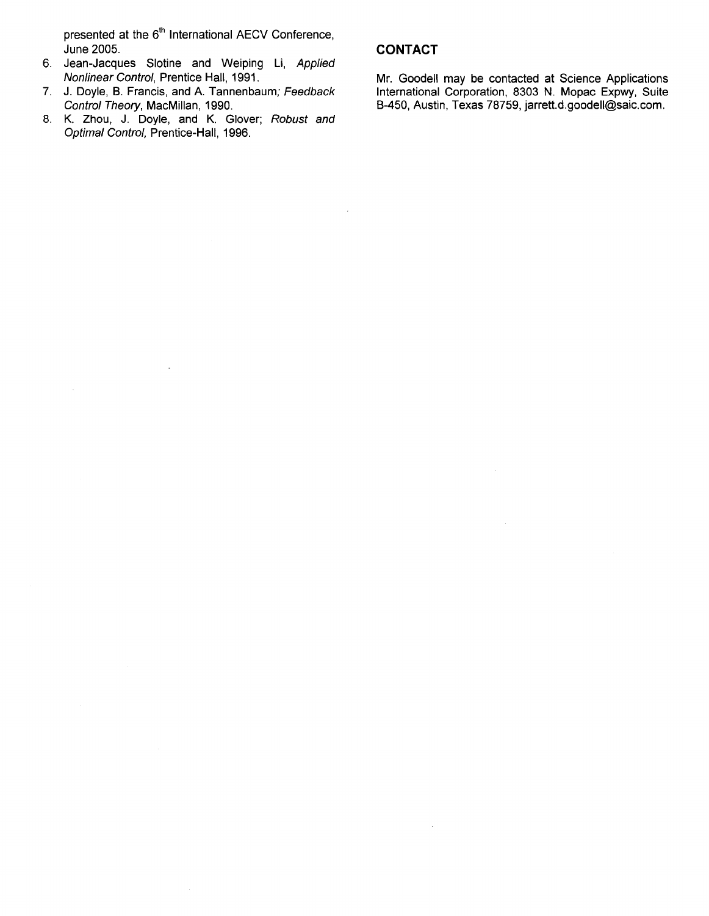presented at the 6th International AECV Conference, June 2005.

6. Jean-Jacques Slotine and Weiping Li, *Applied Nonlinear Control*, Prentice Hall, 1991.
7. J. Doyle, B. Francis, and A. Tannenbaum; *Feedback Control Theory*, MacMillan, 1990.
8. K. Zhou, J. Doyle, and K. Glover; *Robust and Optimal Control*, Prentice-Hall, 1996.

## CONTACT

Mr. Goodell may be contacted at Science Applications International Corporation, 8303 N. Mopac Expwy, Suite B-450, Austin, Texas 78759, jarrett.d.goodell@saic.com.